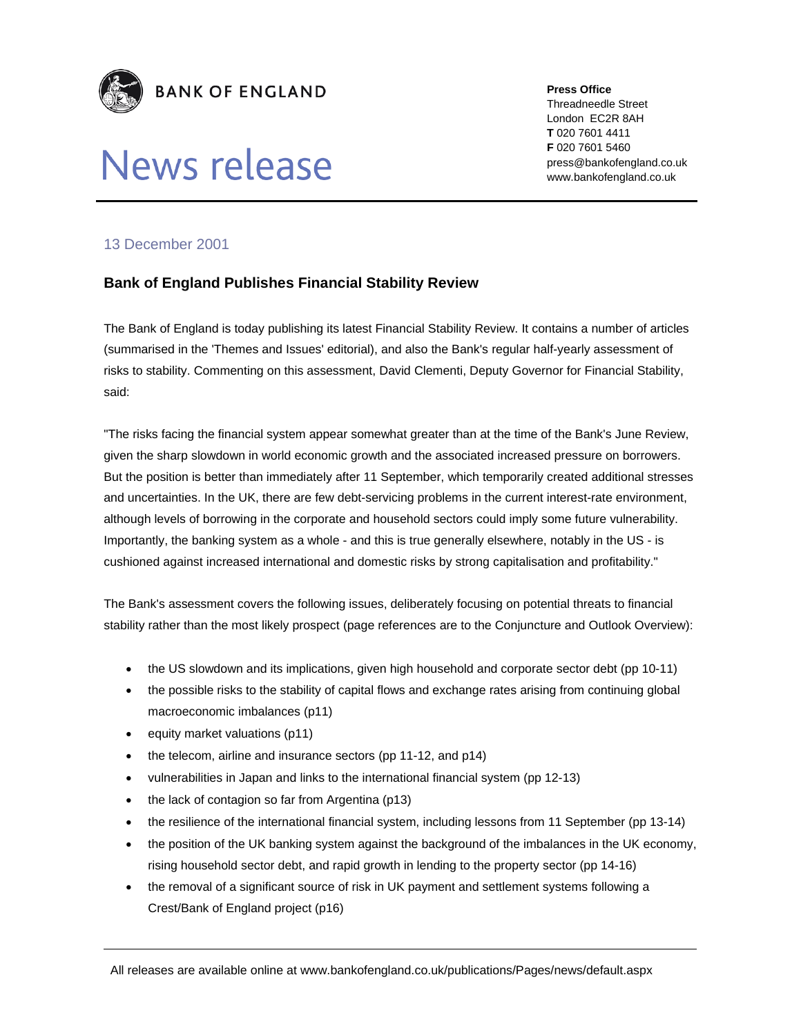**BANK OF ENGLAND**

# News release

**Press Office**
Threadneedle Street
London EC2R 8AH
**T** 020 7601 4411
**F** 020 7601 5460
press@bankofengland.co.uk
www.bankofengland.co.uk

13 December 2001

## Bank of England Publishes Financial Stability Review

The Bank of England is today publishing its latest Financial Stability Review. It contains a number of articles (summarised in the 'Themes and Issues' editorial), and also the Bank's regular half-yearly assessment of risks to stability. Commenting on this assessment, David Clementi, Deputy Governor for Financial Stability, said:

"The risks facing the financial system appear somewhat greater than at the time of the Bank's June Review, given the sharp slowdown in world economic growth and the associated increased pressure on borrowers. But the position is better than immediately after 11 September, which temporarily created additional stresses and uncertainties. In the UK, there are few debt-servicing problems in the current interest-rate environment, although levels of borrowing in the corporate and household sectors could imply some future vulnerability. Importantly, the banking system as a whole - and this is true generally elsewhere, notably in the US - is cushioned against increased international and domestic risks by strong capitalisation and profitability."

The Bank's assessment covers the following issues, deliberately focusing on potential threats to financial stability rather than the most likely prospect (page references are to the Conjuncture and Outlook Overview):

- the US slowdown and its implications, given high household and corporate sector debt (pp 10-11)
- the possible risks to the stability of capital flows and exchange rates arising from continuing global macroeconomic imbalances (p11)
- equity market valuations (p11)
- the telecom, airline and insurance sectors (pp 11-12, and p14)
- vulnerabilities in Japan and links to the international financial system (pp 12-13)
- the lack of contagion so far from Argentina (p13)
- the resilience of the international financial system, including lessons from 11 September (pp 13-14)
- the position of the UK banking system against the background of the imbalances in the UK economy, rising household sector debt, and rapid growth in lending to the property sector (pp 14-16)
- the removal of a significant source of risk in UK payment and settlement systems following a Crest/Bank of England project (p16)

All releases are available online at www.bankofengland.co.uk/publications/Pages/news/default.aspx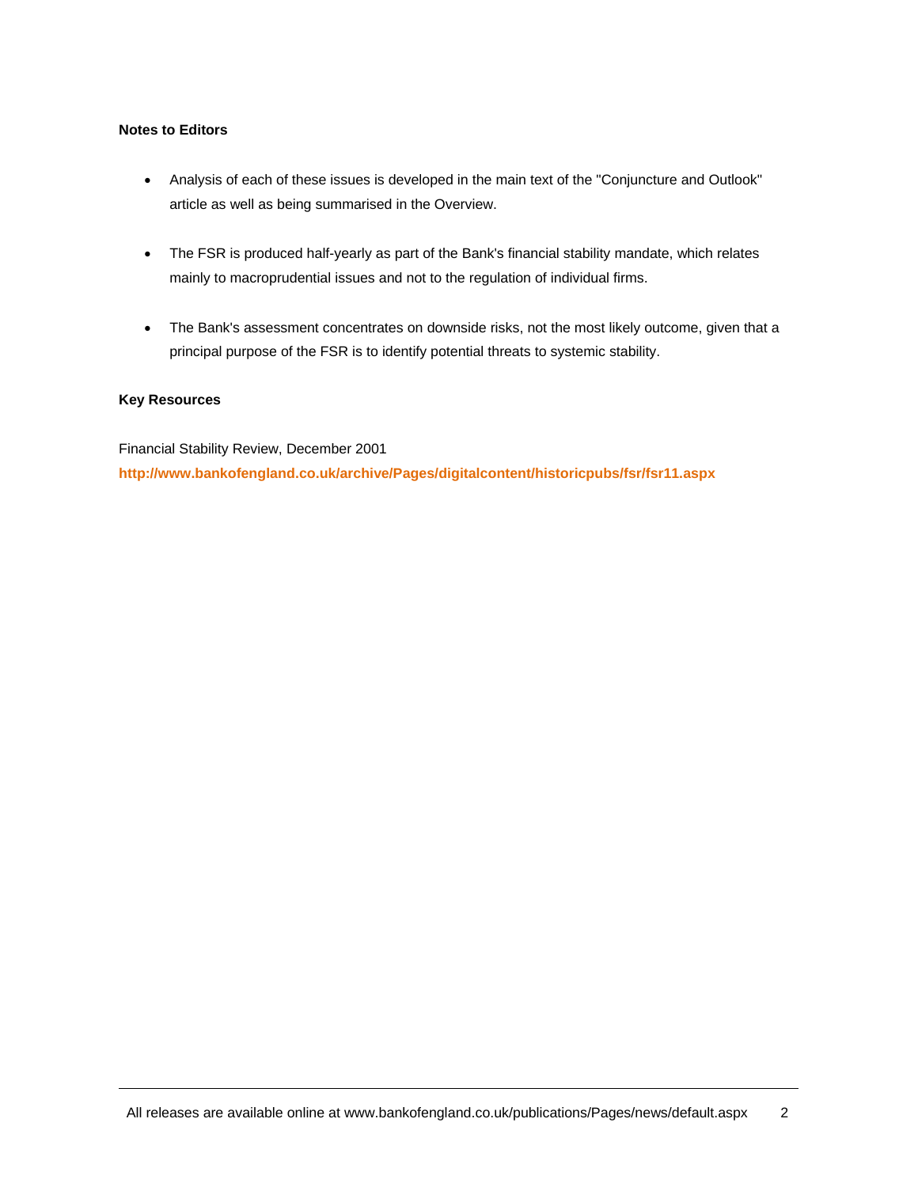**Notes to Editors**

- Analysis of each of these issues is developed in the main text of the "Conjuncture and Outlook" article as well as being summarised in the Overview.

- The FSR is produced half-yearly as part of the Bank's financial stability mandate, which relates mainly to macroprudential issues and not to the regulation of individual firms.

- The Bank's assessment concentrates on downside risks, not the most likely outcome, given that a principal purpose of the FSR is to identify potential threats to systemic stability.

**Key Resources**

Financial Stability Review, December 2001
**http://www.bankofengland.co.uk/archive/Pages/digitalcontent/historicpubs/fsr/fsr11.aspx**

All releases are available online at www.bankofengland.co.uk/publications/Pages/news/default.aspx